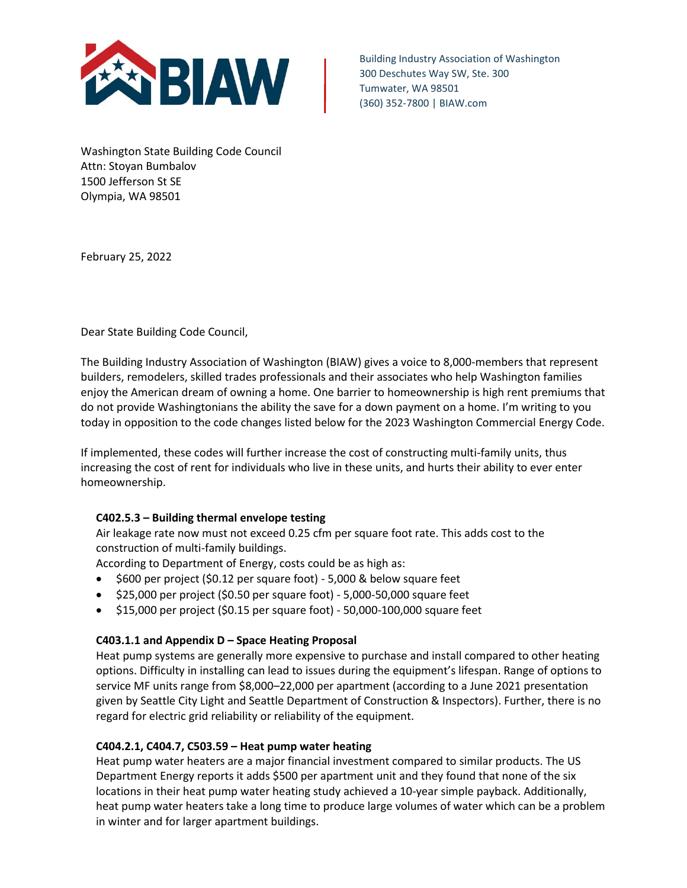Building Industry Association of Washington
300 Deschutes Way SW, Ste. 300
Tumwater, WA 98501
(360) 352-7800 | BIAW.com

Washington State Building Code Council
Attn: Stoyan Bumbalov
1500 Jefferson St SE
Olympia, WA 98501

February 25, 2022

Dear State Building Code Council,

The Building Industry Association of Washington (BIAW) gives a voice to 8,000-members that represent builders, remodelers, skilled trades professionals and their associates who help Washington families enjoy the American dream of owning a home. One barrier to homeownership is high rent premiums that do not provide Washingtonians the ability the save for a down payment on a home. I'm writing to you today in opposition to the code changes listed below for the 2023 Washington Commercial Energy Code.

If implemented, these codes will further increase the cost of constructing multi-family units, thus increasing the cost of rent for individuals who live in these units, and hurts their ability to ever enter homeownership.

**C402.5.3 – Building thermal envelope testing**
Air leakage rate now must not exceed 0.25 cfm per square foot rate. This adds cost to the construction of multi-family buildings.
According to Department of Energy, costs could be as high as:

- $600 per project ($0.12 per square foot) - 5,000 & below square feet
- $25,000 per project ($0.50 per square foot) - 5,000-50,000 square feet
- $15,000 per project ($0.15 per square foot) - 50,000-100,000 square feet

**C403.1.1 and Appendix D – Space Heating Proposal**
Heat pump systems are generally more expensive to purchase and install compared to other heating options. Difficulty in installing can lead to issues during the equipment's lifespan. Range of options to service MF units range from $8,000–22,000 per apartment (according to a June 2021 presentation given by Seattle City Light and Seattle Department of Construction & Inspectors). Further, there is no regard for electric grid reliability or reliability of the equipment.

**C404.2.1, C404.7, C503.59 – Heat pump water heating**
Heat pump water heaters are a major financial investment compared to similar products. The US Department Energy reports it adds $500 per apartment unit and they found that none of the six locations in their heat pump water heating study achieved a 10-year simple payback. Additionally, heat pump water heaters take a long time to produce large volumes of water which can be a problem in winter and for larger apartment buildings.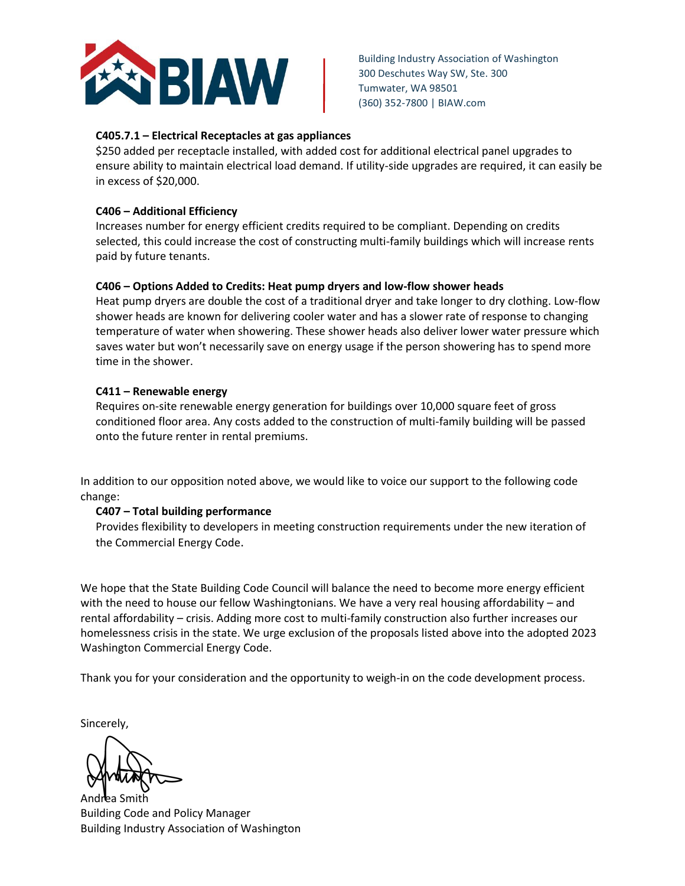**C405.7.1 – Electrical Receptacles at gas appliances**
$250 added per receptacle installed, with added cost for additional electrical panel upgrades to ensure ability to maintain electrical load demand. If utility-side upgrades are required, it can easily be in excess of $20,000.

**C406 – Additional Efficiency**
Increases number for energy efficient credits required to be compliant. Depending on credits selected, this could increase the cost of constructing multi-family buildings which will increase rents paid by future tenants.

**C406 – Options Added to Credits: Heat pump dryers and low-flow shower heads**
Heat pump dryers are double the cost of a traditional dryer and take longer to dry clothing. Low-flow shower heads are known for delivering cooler water and has a slower rate of response to changing temperature of water when showering. These shower heads also deliver lower water pressure which saves water but won't necessarily save on energy usage if the person showering has to spend more time in the shower.

**C411 – Renewable energy**
Requires on-site renewable energy generation for buildings over 10,000 square feet of gross conditioned floor area. Any costs added to the construction of multi-family building will be passed onto the future renter in rental premiums.

In addition to our opposition noted above, we would like to voice our support to the following code change:

**C407 – Total building performance**
Provides flexibility to developers in meeting construction requirements under the new iteration of the Commercial Energy Code.

We hope that the State Building Code Council will balance the need to become more energy efficient with the need to house our fellow Washingtonians. We have a very real housing affordability – and rental affordability – crisis. Adding more cost to multi-family construction also further increases our homelessness crisis in the state. We urge exclusion of the proposals listed above into the adopted 2023 Washington Commercial Energy Code.

Thank you for your consideration and the opportunity to weigh-in on the code development process.

Sincerely,

Andrea Smith
Building Code and Policy Manager
Building Industry Association of Washington